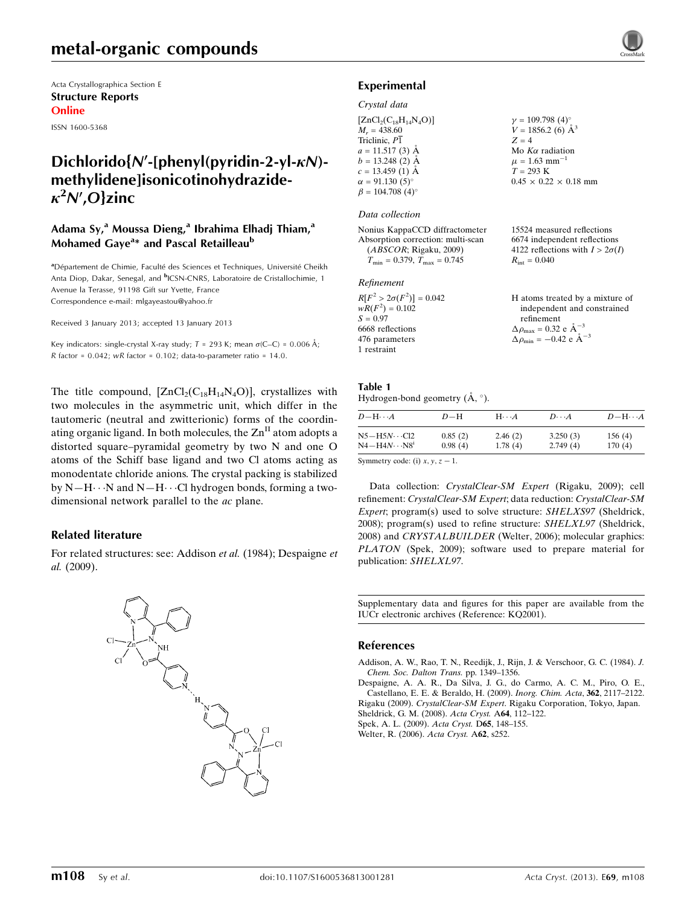Acta Crystallographica Section E
**Structure Reports Online**

ISSN 1600-5368

# Dichlorido{N′-[phenyl(pyridin-2-yl-κN)-methylidene]isonicotinohydrazide-$\kappa^2N'$,O}zinc

**Adama Sy,[a] Moussa Dieng,[a] Ibrahima Elhadj Thiam,[a] Mohamed Gaye[a]* and Pascal Retailleau[b]**

[a]Département de Chimie, Faculté des Sciences et Techniques, Université Cheikh Anta Diop, Dakar, Senegal, and [b]ICSN-CNRS, Laboratoire de Cristallochimie, 1 Avenue la Terasse, 91198 Gift sur Yvette, France
Correspondence e-mail: mlgayeastou@yahoo.fr

Received 3 January 2013; accepted 13 January 2013

Key indicators: single-crystal X-ray study; $T$ = 293 K; mean $\sigma$(C–C) = 0.006 Å; $R$ factor = 0.042; $wR$ factor = 0.102; data-to-parameter ratio = 14.0.

The title compound, $[ZnCl_2(C_{18}H_{14}N_4O)]$, crystallizes with two molecules in the asymmetric unit, which differ in the tautomeric (neutral and zwitterionic) forms of the coordinating organic ligand. In both molecules, the $Zn^{II}$ atom adopts a distorted square–pyramidal geometry by two N and one O atoms of the Schiff base ligand and two Cl atoms acting as monodentate chloride anions. The crystal packing is stabilized by N—H···N and N—H···Cl hydrogen bonds, forming a two-dimensional network parallel to the $ac$ plane.

## Related literature

For related structures: see: Addison *et al.* (1984); Despaigne *et al.* (2009).

## Experimental

### Crystal data

$[ZnCl_2(C_{18}H_{14}N_4O)]$
$M_r$ = 438.60
Triclinic, $P\overline{1}$
$a$ = 11.517 (3) Å
$b$ = 13.248 (2) Å
$c$ = 13.459 (1) Å
$\alpha$ = 91.130 (5)°
$\beta$ = 104.708 (4)°
$\gamma$ = 109.798 (4)°
$V$ = 1856.2 (6) Å$^3$
$Z$ = 4
Mo $K\alpha$ radiation
$\mu$ = 1.63 mm$^{-1}$
$T$ = 293 K
0.45 × 0.22 × 0.18 mm

### Data collection

Nonius KappaCCD diffractometer
Absorption correction: multi-scan (*ABSCOR*; Rigaku, 2009)
$T_{min}$ = 0.379, $T_{max}$ = 0.745
15524 measured reflections
6674 independent reflections
4122 reflections with $I > 2\sigma(I)$
$R_{int}$ = 0.040

### Refinement

$R[F^2 > 2\sigma(F^2)]$ = 0.042
$wR(F^2)$ = 0.102
$S$ = 0.97
6668 reflections
476 parameters
1 restraint
H atoms treated by a mixture of independent and constrained refinement
$\Delta\rho_{max}$ = 0.32 e Å$^{-3}$
$\Delta\rho_{min}$ = −0.42 e Å$^{-3}$

**Table 1**
Hydrogen-bond geometry (Å, °).

| $D$—H···$A$ | $D$—H | H···$A$ | $D$···$A$ | $D$—H···$A$ |
|---|---|---|---|---|
| N5—H5$N$···Cl2 | 0.85 (2) | 2.46 (2) | 3.250 (3) | 156 (4) |
| N4—H4$N$···N8[i] | 0.98 (4) | 1.78 (4) | 2.749 (4) | 170 (4) |

Symmetry code: (i) $x, y, z-1$.

Data collection: *CrystalClear-SM Expert* (Rigaku, 2009); cell refinement: *CrystalClear-SM Expert*; data reduction: *CrystalClear-SM Expert*; program(s) used to solve structure: *SHELXS97* (Sheldrick, 2008); program(s) used to refine structure: *SHELXL97* (Sheldrick, 2008) and *CRYSTALBUILDER* (Welter, 2006); molecular graphics: *PLATON* (Spek, 2009); software used to prepare material for publication: *SHELXL97*.

Supplementary data and figures for this paper are available from the IUCr electronic archives (Reference: KQ2001).

## References

Addison, A. W., Rao, T. N., Reedijk, J., Rijn, J. & Verschoor, G. C. (1984). *J. Chem. Soc. Dalton Trans.* pp. 1349–1356.
Despaigne, A. A. R., Da Silva, J. G., do Carmo, A. C. M., Piro, O. E., Castellano, E. E. & Beraldo, H. (2009). *Inorg. Chim. Acta*, **362**, 2117–2122.
Rigaku (2009). *CrystalClear-SM Expert*. Rigaku Corporation, Tokyo, Japan.
Sheldrick, G. M. (2008). *Acta Cryst.* A**64**, 112–122.
Spek, A. L. (2009). *Acta Cryst.* D**65**, 148–155.
Welter, R. (2006). *Acta Cryst.* A**62**, s252.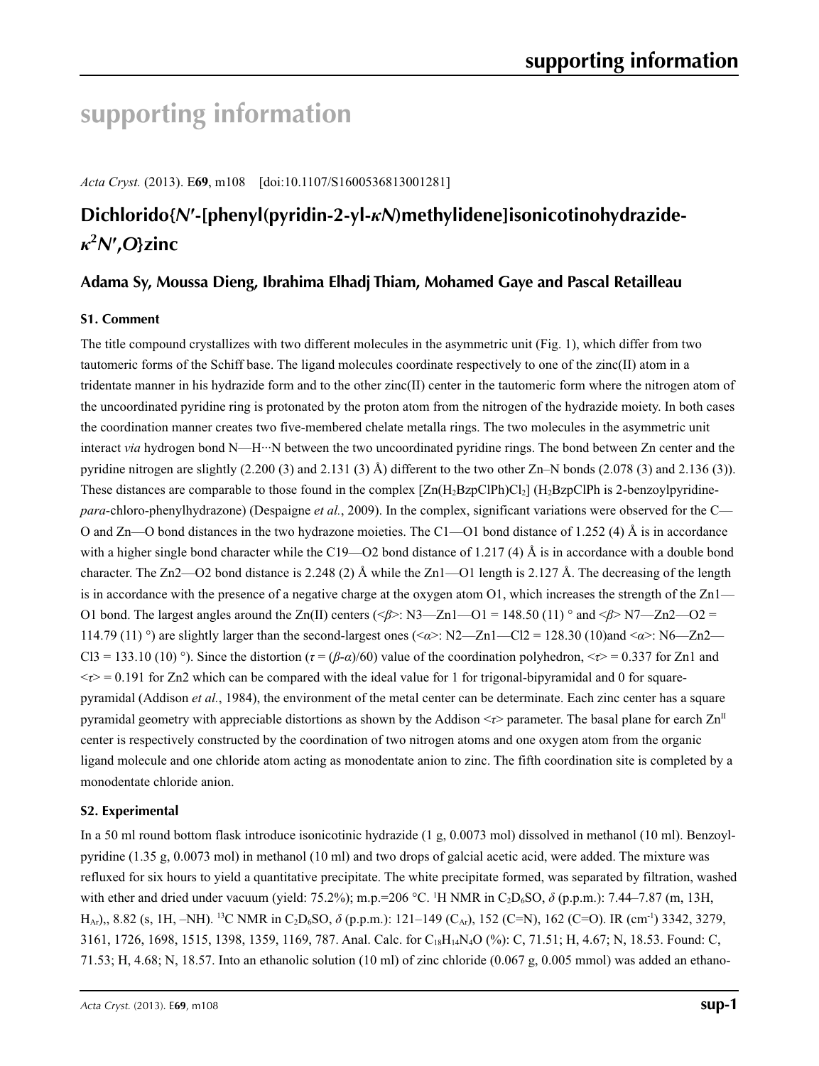# supporting information

*Acta Cryst.* (2013). E**69**, m108 [doi:10.1107/S1600536813001281]

## Dichlorido{*N*′-[phenyl(pyridin-2-yl-*κN*)methylidene]isonicotinohydrazide-*κ*$^2$*N*′,*O*}zinc

### Adama Sy, Moussa Dieng, Ibrahima Elhadj Thiam, Mohamed Gaye and Pascal Retailleau

#### S1. Comment

The title compound crystallizes with two different molecules in the asymmetric unit (Fig. 1), which differ from two tautomeric forms of the Schiff base. The ligand molecules coordinate respectively to one of the zinc(II) atom in a tridentate manner in his hydrazide form and to the other zinc(II) center in the tautomeric form where the nitrogen atom of the uncoordinated pyridine ring is protonated by the proton atom from the nitrogen of the hydrazide moiety. In both cases the coordination manner creates two five-membered chelate metalla rings. The two molecules in the asymmetric unit interact *via* hydrogen bond N—H···N between the two uncoordinated pyridine rings. The bond between Zn center and the pyridine nitrogen are slightly (2.200 (3) and 2.131 (3) Å) different to the two other Zn–N bonds (2.078 (3) and 2.136 (3)). These distances are comparable to those found in the complex $[Zn(H_2BzpClPh)Cl_2]$ ($H_2BzpClPh$ is 2-benzoylpyridine-*para*-chloro-phenylhydrazone) (Despaigne *et al.*, 2009). In the complex, significant variations were observed for the C—O and Zn—O bond distances in the two hydrazone moieties. The C1—O1 bond distance of 1.252 (4) Å is in accordance with a higher single bond character while the C19—O2 bond distance of 1.217 (4) Å is in accordance with a double bond character. The Zn2—O2 bond distance is 2.248 (2) Å while the Zn1—O1 length is 2.127 Å. The decreasing of the length is in accordance with the presence of a negative charge at the oxygen atom O1, which increases the strength of the Zn1—O1 bond. The largest angles around the Zn(II) centers (<*β*>: N3—Zn1—O1 = 148.50 (11) ° and <*β*> N7—Zn2—O2 = 114.79 (11) °) are slightly larger than the second-largest ones (<*α*>: N2—Zn1—Cl2 = 128.30 (10)and <*α*>: N6—Zn2—Cl3 = 133.10 (10) °). Since the distortion ($\tau = (\beta - \alpha)/60$) value of the coordination polyhedron, <*τ*> = 0.337 for Zn1 and <*τ*> = 0.191 for Zn2 which can be compared with the ideal value for 1 for trigonal-bipyramidal and 0 for square-pyramidal (Addison *et al.*, 1984), the environment of the metal center can be determinate. Each zinc center has a square pyramidal geometry with appreciable distortions as shown by the Addison <*τ*> parameter. The basal plane for earch $Zn^{II}$ center is respectively constructed by the coordination of two nitrogen atoms and one oxygen atom from the organic ligand molecule and one chloride atom acting as monodentate anion to zinc. The fifth coordination site is completed by a monodentate chloride anion.

#### S2. Experimental

In a 50 ml round bottom flask introduce isonicotinic hydrazide (1 g, 0.0073 mol) dissolved in methanol (10 ml). Benzoyl-pyridine (1.35 g, 0.0073 mol) in methanol (10 ml) and two drops of galcial acetic acid, were added. The mixture was refluxed for six hours to yield a quantitative precipitate. The white precipitate formed, was separated by filtration, washed with ether and dried under vacuum (yield: 75.2%); m.p.=206 °C. $^1$H NMR in $C_2D_6SO$, *δ* (p.p.m.): 7.44–7.87 (m, 13H, $H_{Ar}$),, 8.82 (s, 1H, –NH). $^{13}$C NMR in $C_2D_6SO$, *δ* (p.p.m.): 121–149 ($C_{Ar}$), 152 (C=N), 162 (C=O). IR (cm$^{-1}$) 3342, 3279, 3161, 1726, 1698, 1515, 1398, 1359, 1169, 787. Anal. Calc. for $C_{18}H_{14}N_4O$ (%): C, 71.51; H, 4.67; N, 18.53. Found: C, 71.53; H, 4.68; N, 18.57. Into an ethanolic solution (10 ml) of zinc chloride (0.067 g, 0.005 mmol) was added an ethano-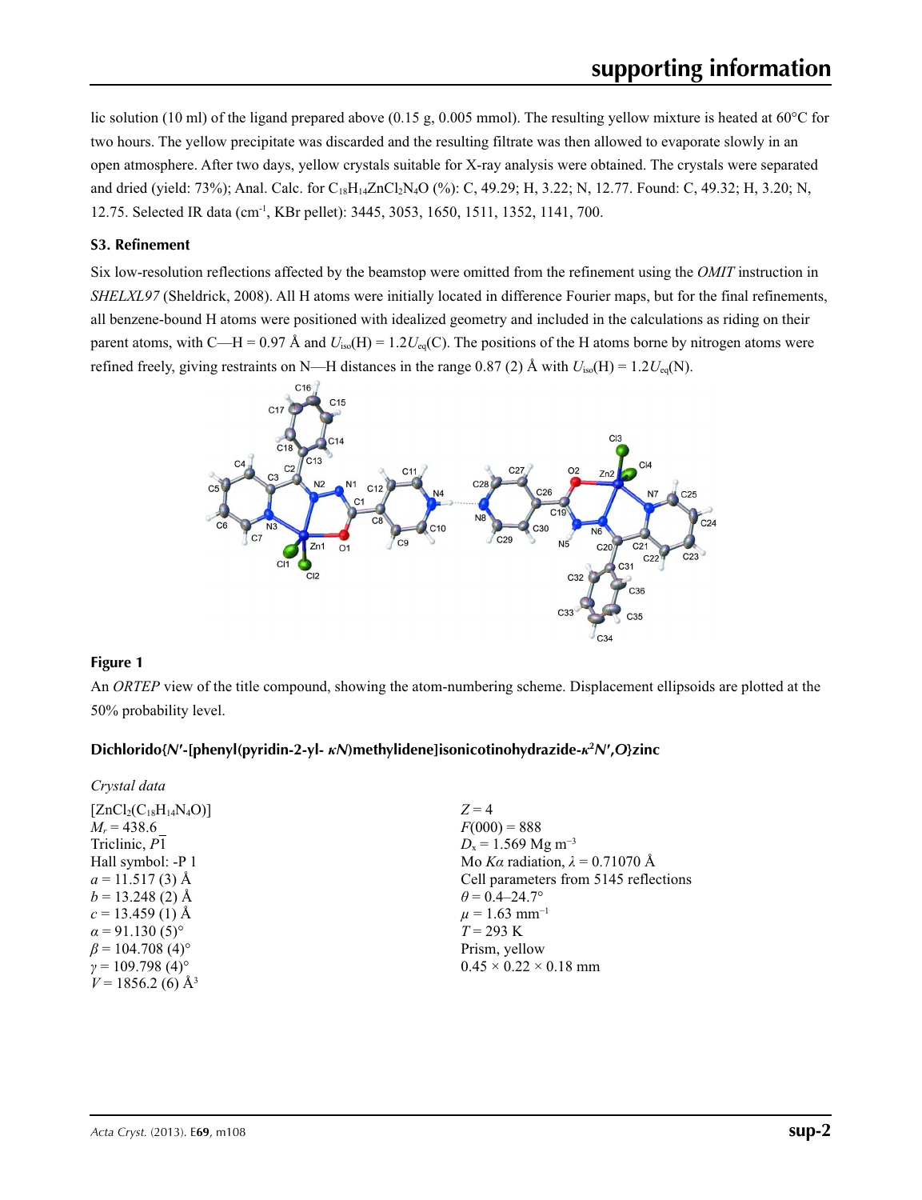lic solution (10 ml) of the ligand prepared above (0.15 g, 0.005 mmol). The resulting yellow mixture is heated at 60°C for two hours. The yellow precipitate was discarded and the resulting filtrate was then allowed to evaporate slowly in an open atmosphere. After two days, yellow crystals suitable for X-ray analysis were obtained. The crystals were separated and dried (yield: 73%); Anal. Calc. for $C_{18}H_{14}ZnCl_2N_4O$ (%): C, 49.29; H, 3.22; N, 12.77. Found: C, 49.32; H, 3.20; N, 12.75. Selected IR data (cm$^{-1}$, KBr pellet): 3445, 3053, 1650, 1511, 1352, 1141, 700.

### S3. Refinement

Six low-resolution reflections affected by the beamstop were omitted from the refinement using the *OMIT* instruction in *SHELXL97* (Sheldrick, 2008). All H atoms were initially located in difference Fourier maps, but for the final refinements, all benzene-bound H atoms were positioned with idealized geometry and included in the calculations as riding on their parent atoms, with C—H = 0.97 Å and $U_{iso}(H) = 1.2U_{eq}(C)$. The positions of the H atoms borne by nitrogen atoms were refined freely, giving restraints on N—H distances in the range 0.87 (2) Å with $U_{iso}(H) = 1.2U_{eq}(N)$.

**Figure 1**

An *ORTEP* view of the title compound, showing the atom-numbering scheme. Displacement ellipsoids are plotted at the 50% probability level.

### Dichlorido{*N*′-[phenyl(pyridin-2-yl-*κN*)methylidene]isonicotinohydrazide-*κ*$^2$*N*′,*O*}zinc

*Crystal data*

$[ZnCl_2(C_{18}H_{14}N_4O)]$
$M_r = 438.6$
Triclinic, $P\overline{1}$
Hall symbol: -P 1
$a = 11.517$ (3) Å
$b = 13.248$ (2) Å
$c = 13.459$ (1) Å
$\alpha = 91.130$ (5)°
$\beta = 104.708$ (4)°
$\gamma = 109.798$ (4)°
$V = 1856.2$ (6) Å$^3$

$Z = 4$
$F(000) = 888$
$D_x = 1.569$ Mg m$^{-3}$
Mo $K\alpha$ radiation, $\lambda = 0.71070$ Å
Cell parameters from 5145 reflections
$\theta = 0.4$–24.7°
$\mu = 1.63$ mm$^{-1}$
$T = 293$ K
Prism, yellow
0.45 × 0.22 × 0.18 mm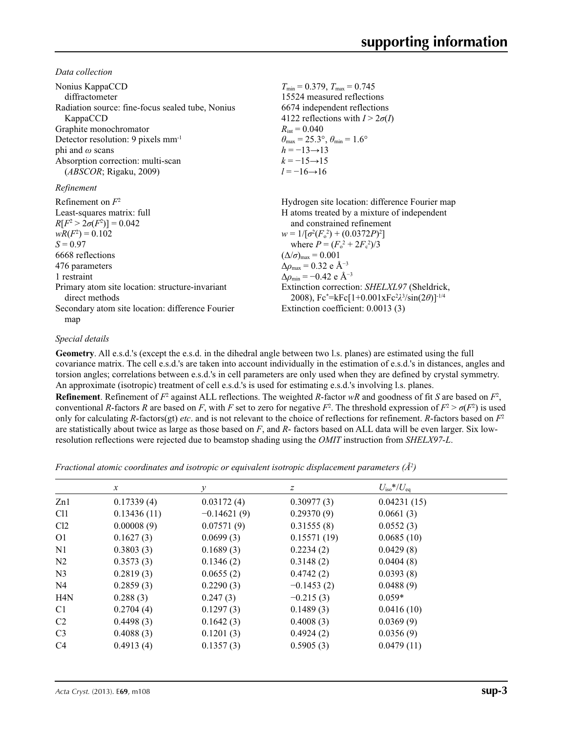*Data collection*

Nonius KappaCCD diffractometer
Radiation source: fine-focus sealed tube, Nonius KappaCCD
Graphite monochromator
Detector resolution: 9 pixels mm$^{-1}$
phi and $\omega$ scans
Absorption correction: multi-scan (*ABSCOR*; Rigaku, 2009)
$T_{min}$ = 0.379, $T_{max}$ = 0.745
15524 measured reflections
6674 independent reflections
4122 reflections with $I > 2\sigma(I)$
$R_{int}$ = 0.040
$\theta_{max}$ = 25.3°, $\theta_{min}$ = 1.6°
$h = -13 \rightarrow 13$
$k = -15 \rightarrow 15$
$l = -16 \rightarrow 16$

*Refinement*

Refinement on $F^2$
Least-squares matrix: full
$R[F^2 > 2\sigma(F^2)]$ = 0.042
$wR(F^2)$ = 0.102
$S$ = 0.97
6668 reflections
476 parameters
1 restraint
Primary atom site location: structure-invariant direct methods
Secondary atom site location: difference Fourier map
Hydrogen site location: difference Fourier map
H atoms treated by a mixture of independent and constrained refinement
$w = 1/[\sigma^2(F_o^2) + (0.0372P)^2]$
where $P = (F_o^2 + 2F_c^2)/3$
$(\Delta/\sigma)_{max}$ = 0.001
$\Delta\rho_{max}$ = 0.32 e Å$^{-3}$
$\Delta\rho_{min}$ = −0.42 e Å$^{-3}$
Extinction correction: *SHELXL97* (Sheldrick, 2008), $Fc^*=kFc[1+0.001xFc^2\lambda^3/\sin(2\theta)]^{-1/4}$
Extinction coefficient: 0.0013 (3)

*Special details*

**Geometry**. All e.s.d.'s (except the e.s.d. in the dihedral angle between two l.s. planes) are estimated using the full covariance matrix. The cell e.s.d.'s are taken into account individually in the estimation of e.s.d.'s in distances, angles and torsion angles; correlations between e.s.d.'s in cell parameters are only used when they are defined by crystal symmetry. An approximate (isotropic) treatment of cell e.s.d.'s is used for estimating e.s.d.'s involving l.s. planes.

**Refinement**. Refinement of $F^2$ against ALL reflections. The weighted $R$-factor $wR$ and goodness of fit $S$ are based on $F^2$, conventional $R$-factors $R$ are based on $F$, with $F$ set to zero for negative $F^2$. The threshold expression of $F^2 > \sigma(F^2)$ is used only for calculating $R$-factors(gt) *etc*. and is not relevant to the choice of reflections for refinement. $R$-factors based on $F^2$ are statistically about twice as large as those based on $F$, and $R$- factors based on ALL data will be even larger. Six low-resolution reflections were rejected due to beamstop shading using the *OMIT* instruction from *SHELX97-L*.

*Fractional atomic coordinates and isotropic or equivalent isotropic displacement parameters (Å$^2$)*

| | $x$ | $y$ | $z$ | $U_{iso}$*/$U_{eq}$ |
|---|---|---|---|---|
| Zn1 | 0.17339 (4) | 0.03172 (4) | 0.30977 (3) | 0.04231 (15) |
| Cl1 | 0.13436 (11) | −0.14621 (9) | 0.29370 (9) | 0.0661 (3) |
| Cl2 | 0.00008 (9) | 0.07571 (9) | 0.31555 (8) | 0.0552 (3) |
| O1 | 0.1627 (3) | 0.0699 (3) | 0.15571 (19) | 0.0685 (10) |
| N1 | 0.3803 (3) | 0.1689 (3) | 0.2234 (2) | 0.0429 (8) |
| N2 | 0.3573 (3) | 0.1346 (2) | 0.3148 (2) | 0.0404 (8) |
| N3 | 0.2819 (3) | 0.0655 (2) | 0.4742 (2) | 0.0393 (8) |
| N4 | 0.2859 (3) | 0.2290 (3) | −0.1453 (2) | 0.0488 (9) |
| H4N | 0.288 (3) | 0.247 (3) | −0.215 (3) | 0.059* |
| C1 | 0.2704 (4) | 0.1297 (3) | 0.1489 (3) | 0.0416 (10) |
| C2 | 0.4498 (3) | 0.1642 (3) | 0.4008 (3) | 0.0369 (9) |
| C3 | 0.4088 (3) | 0.1201 (3) | 0.4924 (2) | 0.0356 (9) |
| C4 | 0.4913 (4) | 0.1357 (3) | 0.5905 (3) | 0.0479 (11) |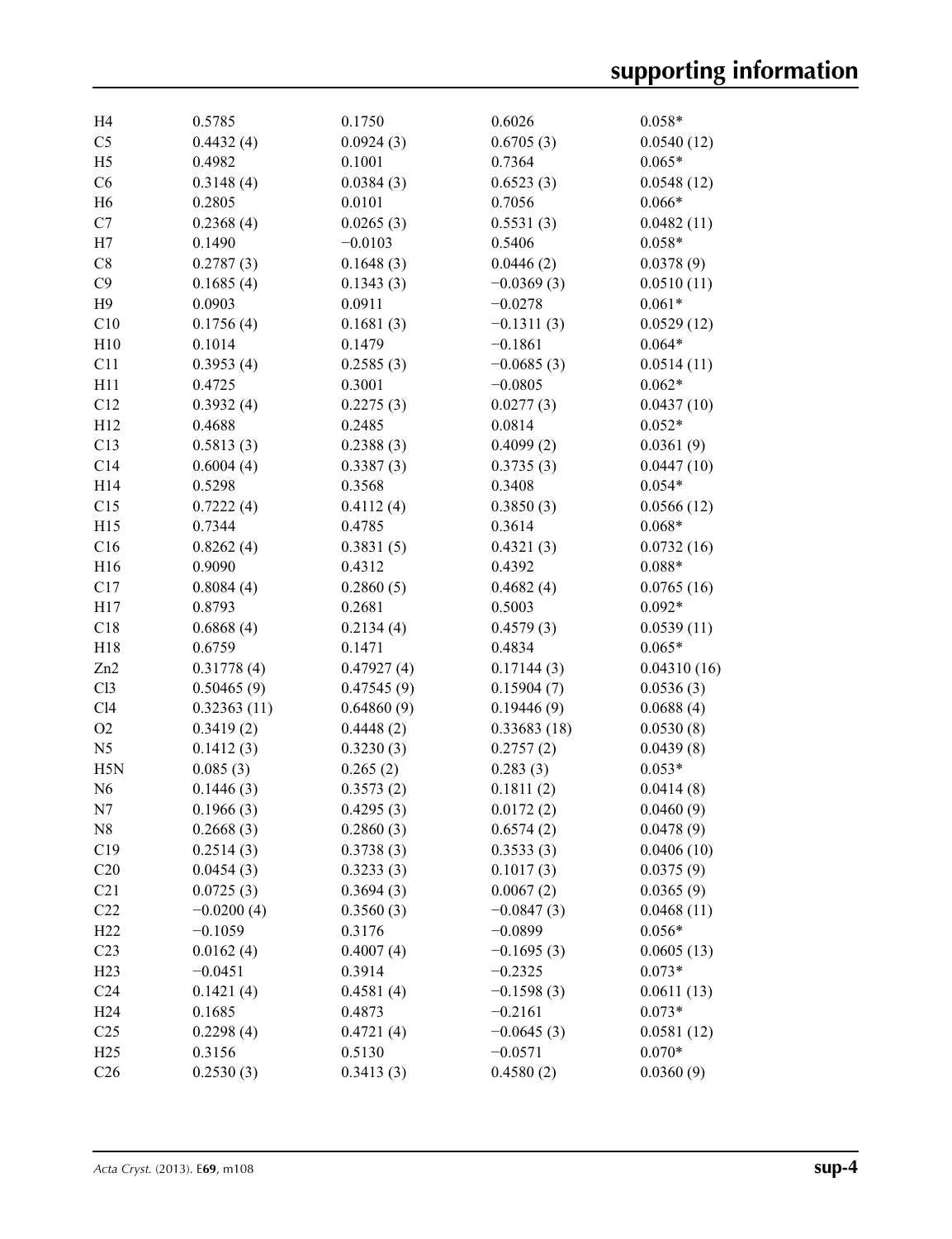| | | | | |
|---|---|---|---|---|
| H4 | 0.5785 | 0.1750 | 0.6026 | 0.058* |
| C5 | 0.4432 (4) | 0.0924 (3) | 0.6705 (3) | 0.0540 (12) |
| H5 | 0.4982 | 0.1001 | 0.7364 | 0.065* |
| C6 | 0.3148 (4) | 0.0384 (3) | 0.6523 (3) | 0.0548 (12) |
| H6 | 0.2805 | 0.0101 | 0.7056 | 0.066* |
| C7 | 0.2368 (4) | 0.0265 (3) | 0.5531 (3) | 0.0482 (11) |
| H7 | 0.1490 | −0.0103 | 0.5406 | 0.058* |
| C8 | 0.2787 (3) | 0.1648 (3) | 0.0446 (2) | 0.0378 (9) |
| C9 | 0.1685 (4) | 0.1343 (3) | −0.0369 (3) | 0.0510 (11) |
| H9 | 0.0903 | 0.0911 | −0.0278 | 0.061* |
| C10 | 0.1756 (4) | 0.1681 (3) | −0.1311 (3) | 0.0529 (12) |
| H10 | 0.1014 | 0.1479 | −0.1861 | 0.064* |
| C11 | 0.3953 (4) | 0.2585 (3) | −0.0685 (3) | 0.0514 (11) |
| H11 | 0.4725 | 0.3001 | −0.0805 | 0.062* |
| C12 | 0.3932 (4) | 0.2275 (3) | 0.0277 (3) | 0.0437 (10) |
| H12 | 0.4688 | 0.2485 | 0.0814 | 0.052* |
| C13 | 0.5813 (3) | 0.2388 (3) | 0.4099 (2) | 0.0361 (9) |
| C14 | 0.6004 (4) | 0.3387 (3) | 0.3735 (3) | 0.0447 (10) |
| H14 | 0.5298 | 0.3568 | 0.3408 | 0.054* |
| C15 | 0.7222 (4) | 0.4112 (4) | 0.3850 (3) | 0.0566 (12) |
| H15 | 0.7344 | 0.4785 | 0.3614 | 0.068* |
| C16 | 0.8262 (4) | 0.3831 (5) | 0.4321 (3) | 0.0732 (16) |
| H16 | 0.9090 | 0.4312 | 0.4392 | 0.088* |
| C17 | 0.8084 (4) | 0.2860 (5) | 0.4682 (4) | 0.0765 (16) |
| H17 | 0.8793 | 0.2681 | 0.5003 | 0.092* |
| C18 | 0.6868 (4) | 0.2134 (4) | 0.4579 (3) | 0.0539 (11) |
| H18 | 0.6759 | 0.1471 | 0.4834 | 0.065* |
| Zn2 | 0.31778 (4) | 0.47927 (4) | 0.17144 (3) | 0.04310 (16) |
| Cl3 | 0.50465 (9) | 0.47545 (9) | 0.15904 (7) | 0.0536 (3) |
| Cl4 | 0.32363 (11) | 0.64860 (9) | 0.19446 (9) | 0.0688 (4) |
| O2 | 0.3419 (2) | 0.4448 (2) | 0.33683 (18) | 0.0530 (8) |
| N5 | 0.1412 (3) | 0.3230 (3) | 0.2757 (2) | 0.0439 (8) |
| H5N | 0.085 (3) | 0.265 (2) | 0.283 (3) | 0.053* |
| N6 | 0.1446 (3) | 0.3573 (2) | 0.1811 (2) | 0.0414 (8) |
| N7 | 0.1966 (3) | 0.4295 (3) | 0.0172 (2) | 0.0460 (9) |
| N8 | 0.2668 (3) | 0.2860 (3) | 0.6574 (2) | 0.0478 (9) |
| C19 | 0.2514 (3) | 0.3738 (3) | 0.3533 (3) | 0.0406 (10) |
| C20 | 0.0454 (3) | 0.3233 (3) | 0.1017 (3) | 0.0375 (9) |
| C21 | 0.0725 (3) | 0.3694 (3) | 0.0067 (2) | 0.0365 (9) |
| C22 | −0.0200 (4) | 0.3560 (3) | −0.0847 (3) | 0.0468 (11) |
| H22 | −0.1059 | 0.3176 | −0.0899 | 0.056* |
| C23 | 0.0162 (4) | 0.4007 (4) | −0.1695 (3) | 0.0605 (13) |
| H23 | −0.0451 | 0.3914 | −0.2325 | 0.073* |
| C24 | 0.1421 (4) | 0.4581 (4) | −0.1598 (3) | 0.0611 (13) |
| H24 | 0.1685 | 0.4873 | −0.2161 | 0.073* |
| C25 | 0.2298 (4) | 0.4721 (4) | −0.0645 (3) | 0.0581 (12) |
| H25 | 0.3156 | 0.5130 | −0.0571 | 0.070* |
| C26 | 0.2530 (3) | 0.3413 (3) | 0.4580 (2) | 0.0360 (9) |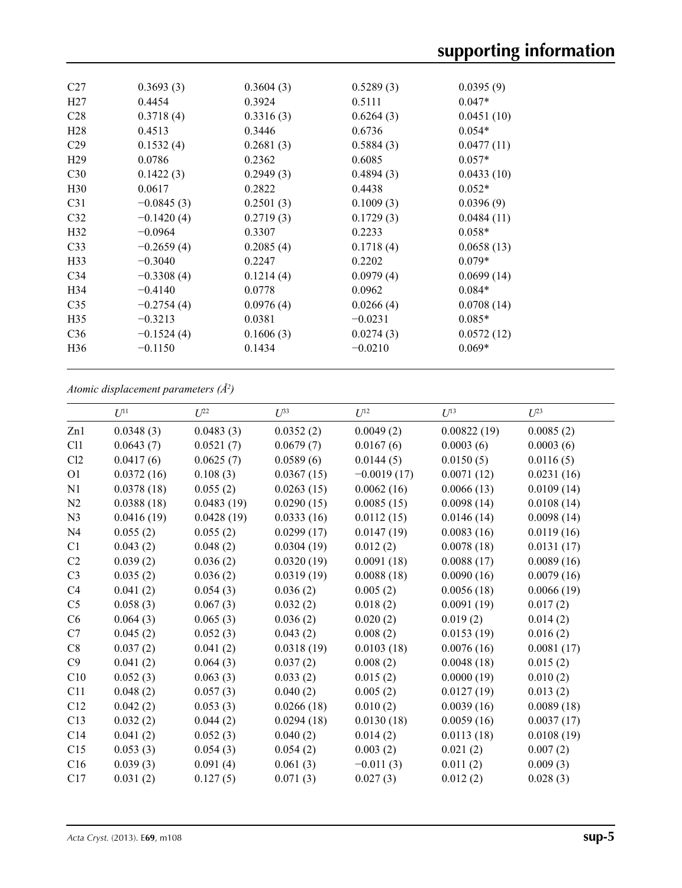| | | | | |
|---|---|---|---|---|
| C27 | 0.3693 (3) | 0.3604 (3) | 0.5289 (3) | 0.0395 (9) |
| H27 | 0.4454 | 0.3924 | 0.5111 | 0.047* |
| C28 | 0.3718 (4) | 0.3316 (3) | 0.6264 (3) | 0.0451 (10) |
| H28 | 0.4513 | 0.3446 | 0.6736 | 0.054* |
| C29 | 0.1532 (4) | 0.2681 (3) | 0.5884 (3) | 0.0477 (11) |
| H29 | 0.0786 | 0.2362 | 0.6085 | 0.057* |
| C30 | 0.1422 (3) | 0.2949 (3) | 0.4894 (3) | 0.0433 (10) |
| H30 | 0.0617 | 0.2822 | 0.4438 | 0.052* |
| C31 | −0.0845 (3) | 0.2501 (3) | 0.1009 (3) | 0.0396 (9) |
| C32 | −0.1420 (4) | 0.2719 (3) | 0.1729 (3) | 0.0484 (11) |
| H32 | −0.0964 | 0.3307 | 0.2233 | 0.058* |
| C33 | −0.2659 (4) | 0.2085 (4) | 0.1718 (4) | 0.0658 (13) |
| H33 | −0.3040 | 0.2247 | 0.2202 | 0.079* |
| C34 | −0.3308 (4) | 0.1214 (4) | 0.0979 (4) | 0.0699 (14) |
| H34 | −0.4140 | 0.0778 | 0.0962 | 0.084* |
| C35 | −0.2754 (4) | 0.0976 (4) | 0.0266 (4) | 0.0708 (14) |
| H35 | −0.3213 | 0.0381 | −0.0231 | 0.085* |
| C36 | −0.1524 (4) | 0.1606 (3) | 0.0274 (3) | 0.0572 (12) |
| H36 | −0.1150 | 0.1434 | −0.0210 | 0.069* |

*Atomic displacement parameters (Å²)*

| | $U^{11}$ | $U^{22}$ | $U^{33}$ | $U^{12}$ | $U^{13}$ | $U^{23}$ |
|---|---|---|---|---|---|---|
| Zn1 | 0.0348 (3) | 0.0483 (3) | 0.0352 (2) | 0.0049 (2) | 0.00822 (19) | 0.0085 (2) |
| Cl1 | 0.0643 (7) | 0.0521 (7) | 0.0679 (7) | 0.0167 (6) | 0.0003 (6) | 0.0003 (6) |
| Cl2 | 0.0417 (6) | 0.0625 (7) | 0.0589 (6) | 0.0144 (5) | 0.0150 (5) | 0.0116 (5) |
| O1 | 0.0372 (16) | 0.108 (3) | 0.0367 (15) | −0.0019 (17) | 0.0071 (12) | 0.0231 (16) |
| N1 | 0.0378 (18) | 0.055 (2) | 0.0263 (15) | 0.0062 (16) | 0.0066 (13) | 0.0109 (14) |
| N2 | 0.0388 (18) | 0.0483 (19) | 0.0290 (15) | 0.0085 (15) | 0.0098 (14) | 0.0108 (14) |
| N3 | 0.0416 (19) | 0.0428 (19) | 0.0333 (16) | 0.0112 (15) | 0.0146 (14) | 0.0098 (14) |
| N4 | 0.055 (2) | 0.055 (2) | 0.0299 (17) | 0.0147 (19) | 0.0083 (16) | 0.0119 (16) |
| C1 | 0.043 (2) | 0.048 (2) | 0.0304 (19) | 0.012 (2) | 0.0078 (18) | 0.0131 (17) |
| C2 | 0.039 (2) | 0.036 (2) | 0.0320 (19) | 0.0091 (18) | 0.0088 (17) | 0.0089 (16) |
| C3 | 0.035 (2) | 0.036 (2) | 0.0319 (19) | 0.0088 (18) | 0.0090 (16) | 0.0079 (16) |
| C4 | 0.041 (2) | 0.054 (3) | 0.036 (2) | 0.005 (2) | 0.0056 (18) | 0.0066 (19) |
| C5 | 0.058 (3) | 0.067 (3) | 0.032 (2) | 0.018 (2) | 0.0091 (19) | 0.017 (2) |
| C6 | 0.064 (3) | 0.065 (3) | 0.036 (2) | 0.020 (2) | 0.019 (2) | 0.014 (2) |
| C7 | 0.045 (2) | 0.052 (3) | 0.043 (2) | 0.008 (2) | 0.0153 (19) | 0.016 (2) |
| C8 | 0.037 (2) | 0.041 (2) | 0.0318 (19) | 0.0103 (18) | 0.0076 (16) | 0.0081 (17) |
| C9 | 0.041 (2) | 0.064 (3) | 0.037 (2) | 0.008 (2) | 0.0048 (18) | 0.015 (2) |
| C10 | 0.052 (3) | 0.063 (3) | 0.033 (2) | 0.015 (2) | 0.0000 (19) | 0.010 (2) |
| C11 | 0.048 (2) | 0.057 (3) | 0.040 (2) | 0.005 (2) | 0.0127 (19) | 0.013 (2) |
| C12 | 0.042 (2) | 0.053 (3) | 0.0266 (18) | 0.010 (2) | 0.0039 (16) | 0.0089 (18) |
| C13 | 0.032 (2) | 0.044 (2) | 0.0294 (18) | 0.0130 (18) | 0.0059 (16) | 0.0037 (17) |
| C14 | 0.041 (2) | 0.052 (3) | 0.040 (2) | 0.014 (2) | 0.0113 (18) | 0.0108 (19) |
| C15 | 0.053 (3) | 0.054 (3) | 0.054 (2) | 0.003 (2) | 0.021 (2) | 0.007 (2) |
| C16 | 0.039 (3) | 0.091 (4) | 0.061 (3) | −0.011 (3) | 0.011 (2) | 0.009 (3) |
| C17 | 0.031 (2) | 0.127 (5) | 0.071 (3) | 0.027 (3) | 0.012 (2) | 0.028 (3) |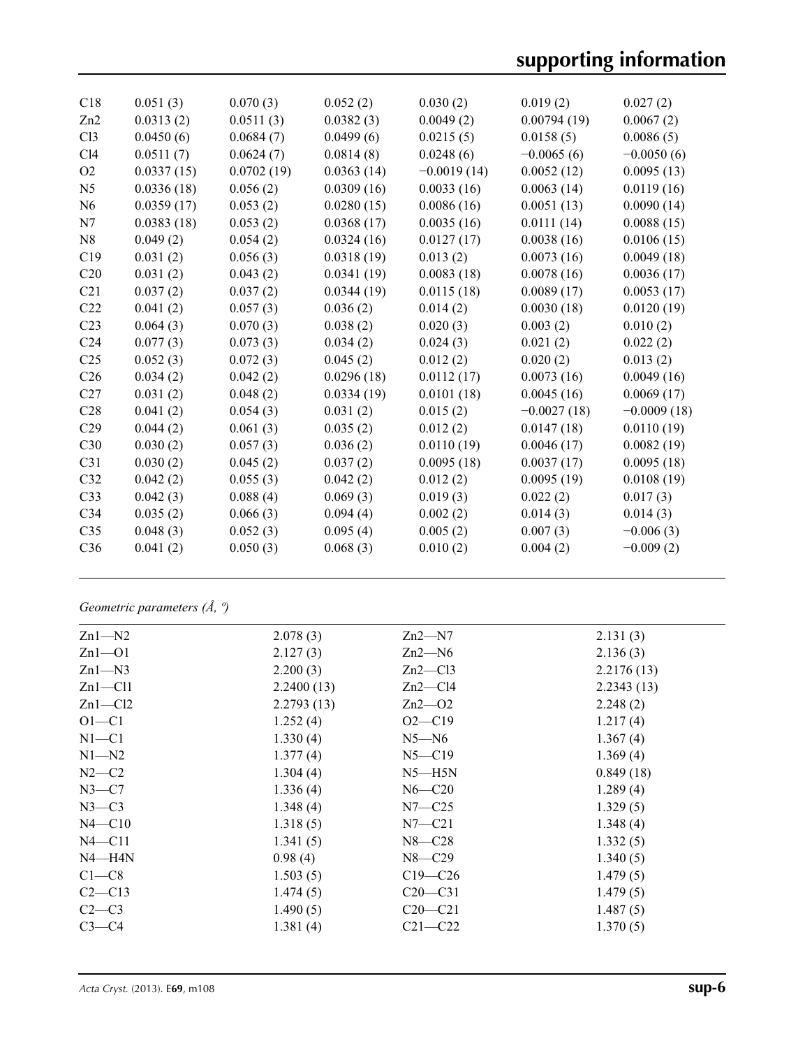| | | | | | | |
|---|---|---|---|---|---|---|
| C18 | 0.051 (3) | 0.070 (3) | 0.052 (2) | 0.030 (2) | 0.019 (2) | 0.027 (2) |
| Zn2 | 0.0313 (2) | 0.0511 (3) | 0.0382 (3) | 0.0049 (2) | 0.00794 (19) | 0.0067 (2) |
| Cl3 | 0.0450 (6) | 0.0684 (7) | 0.0499 (6) | 0.0215 (5) | 0.0158 (5) | 0.0086 (5) |
| Cl4 | 0.0511 (7) | 0.0624 (7) | 0.0814 (8) | 0.0248 (6) | −0.0065 (6) | −0.0050 (6) |
| O2 | 0.0337 (15) | 0.0702 (19) | 0.0363 (14) | −0.0019 (14) | 0.0052 (12) | 0.0095 (13) |
| N5 | 0.0336 (18) | 0.056 (2) | 0.0309 (16) | 0.0033 (16) | 0.0063 (14) | 0.0119 (16) |
| N6 | 0.0359 (17) | 0.053 (2) | 0.0280 (15) | 0.0086 (16) | 0.0051 (13) | 0.0090 (14) |
| N7 | 0.0383 (18) | 0.053 (2) | 0.0368 (17) | 0.0035 (16) | 0.0111 (14) | 0.0088 (15) |
| N8 | 0.049 (2) | 0.054 (2) | 0.0324 (16) | 0.0127 (17) | 0.0038 (16) | 0.0106 (15) |
| C19 | 0.031 (2) | 0.056 (3) | 0.0318 (19) | 0.013 (2) | 0.0073 (16) | 0.0049 (18) |
| C20 | 0.031 (2) | 0.043 (2) | 0.0341 (19) | 0.0083 (18) | 0.0078 (16) | 0.0036 (17) |
| C21 | 0.037 (2) | 0.037 (2) | 0.0344 (19) | 0.0115 (18) | 0.0089 (17) | 0.0053 (17) |
| C22 | 0.041 (2) | 0.057 (3) | 0.036 (2) | 0.014 (2) | 0.0030 (18) | 0.0120 (19) |
| C23 | 0.064 (3) | 0.070 (3) | 0.038 (2) | 0.020 (3) | 0.003 (2) | 0.010 (2) |
| C24 | 0.077 (3) | 0.073 (3) | 0.034 (2) | 0.024 (3) | 0.021 (2) | 0.022 (2) |
| C25 | 0.052 (3) | 0.072 (3) | 0.045 (2) | 0.012 (2) | 0.020 (2) | 0.013 (2) |
| C26 | 0.034 (2) | 0.042 (2) | 0.0296 (18) | 0.0112 (17) | 0.0073 (16) | 0.0049 (16) |
| C27 | 0.031 (2) | 0.048 (2) | 0.0334 (19) | 0.0101 (18) | 0.0045 (16) | 0.0069 (17) |
| C28 | 0.041 (2) | 0.054 (3) | 0.031 (2) | 0.015 (2) | −0.0027 (18) | −0.0009 (18) |
| C29 | 0.044 (2) | 0.061 (3) | 0.035 (2) | 0.012 (2) | 0.0147 (18) | 0.0110 (19) |
| C30 | 0.030 (2) | 0.057 (3) | 0.036 (2) | 0.0110 (19) | 0.0046 (17) | 0.0082 (19) |
| C31 | 0.030 (2) | 0.045 (2) | 0.037 (2) | 0.0095 (18) | 0.0037 (17) | 0.0095 (18) |
| C32 | 0.042 (2) | 0.055 (3) | 0.042 (2) | 0.012 (2) | 0.0095 (19) | 0.0108 (19) |
| C33 | 0.042 (3) | 0.088 (4) | 0.069 (3) | 0.019 (3) | 0.022 (2) | 0.017 (3) |
| C34 | 0.035 (2) | 0.066 (3) | 0.094 (4) | 0.002 (2) | 0.014 (3) | 0.014 (3) |
| C35 | 0.048 (3) | 0.052 (3) | 0.095 (4) | 0.005 (2) | 0.007 (3) | −0.006 (3) |
| C36 | 0.041 (2) | 0.050 (3) | 0.068 (3) | 0.010 (2) | 0.004 (2) | −0.009 (2) |

*Geometric parameters (Å, º)*

| | | | |
|---|---|---|---|
| Zn1—N2 | 2.078 (3) | Zn2—N7 | 2.131 (3) |
| Zn1—O1 | 2.127 (3) | Zn2—N6 | 2.136 (3) |
| Zn1—N3 | 2.200 (3) | Zn2—Cl3 | 2.2176 (13) |
| Zn1—Cl1 | 2.2400 (13) | Zn2—Cl4 | 2.2343 (13) |
| Zn1—Cl2 | 2.2793 (13) | Zn2—O2 | 2.248 (2) |
| O1—C1 | 1.252 (4) | O2—C19 | 1.217 (4) |
| N1—C1 | 1.330 (4) | N5—N6 | 1.367 (4) |
| N1—N2 | 1.377 (4) | N5—C19 | 1.369 (4) |
| N2—C2 | 1.304 (4) | N5—H5N | 0.849 (18) |
| N3—C7 | 1.336 (4) | N6—C20 | 1.289 (4) |
| N3—C3 | 1.348 (4) | N7—C25 | 1.329 (5) |
| N4—C10 | 1.318 (5) | N7—C21 | 1.348 (4) |
| N4—C11 | 1.341 (5) | N8—C28 | 1.332 (5) |
| N4—H4N | 0.98 (4) | N8—C29 | 1.340 (5) |
| C1—C8 | 1.503 (5) | C19—C26 | 1.479 (5) |
| C2—C13 | 1.474 (5) | C20—C31 | 1.479 (5) |
| C2—C3 | 1.490 (5) | C20—C21 | 1.487 (5) |
| C3—C4 | 1.381 (4) | C21—C22 | 1.370 (5) |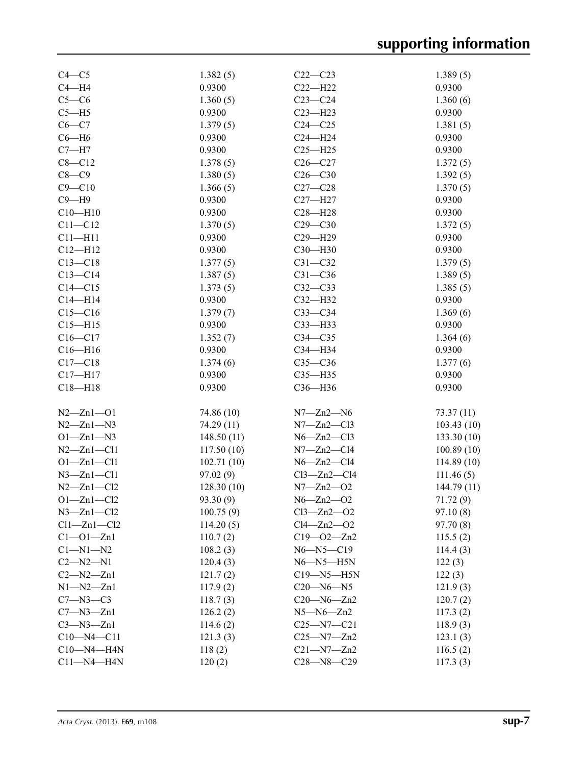| | | | |
|---|---|---|---|
| C4—C5 | 1.382 (5) | C22—C23 | 1.389 (5) |
| C4—H4 | 0.9300 | C22—H22 | 0.9300 |
| C5—C6 | 1.360 (5) | C23—C24 | 1.360 (6) |
| C5—H5 | 0.9300 | C23—H23 | 0.9300 |
| C6—C7 | 1.379 (5) | C24—C25 | 1.381 (5) |
| C6—H6 | 0.9300 | C24—H24 | 0.9300 |
| C7—H7 | 0.9300 | C25—H25 | 0.9300 |
| C8—C12 | 1.378 (5) | C26—C27 | 1.372 (5) |
| C8—C9 | 1.380 (5) | C26—C30 | 1.392 (5) |
| C9—C10 | 1.366 (5) | C27—C28 | 1.370 (5) |
| C9—H9 | 0.9300 | C27—H27 | 0.9300 |
| C10—H10 | 0.9300 | C28—H28 | 0.9300 |
| C11—C12 | 1.370 (5) | C29—C30 | 1.372 (5) |
| C11—H11 | 0.9300 | C29—H29 | 0.9300 |
| C12—H12 | 0.9300 | C30—H30 | 0.9300 |
| C13—C18 | 1.377 (5) | C31—C32 | 1.379 (5) |
| C13—C14 | 1.387 (5) | C31—C36 | 1.389 (5) |
| C14—C15 | 1.373 (5) | C32—C33 | 1.385 (5) |
| C14—H14 | 0.9300 | C32—H32 | 0.9300 |
| C15—C16 | 1.379 (7) | C33—C34 | 1.369 (6) |
| C15—H15 | 0.9300 | C33—H33 | 0.9300 |
| C16—C17 | 1.352 (7) | C34—C35 | 1.364 (6) |
| C16—H16 | 0.9300 | C34—H34 | 0.9300 |
| C17—C18 | 1.374 (6) | C35—C36 | 1.377 (6) |
| C17—H17 | 0.9300 | C35—H35 | 0.9300 |
| C18—H18 | 0.9300 | C36—H36 | 0.9300 |
| | | | |
| N2—Zn1—O1 | 74.86 (10) | N7—Zn2—N6 | 73.37 (11) |
| N2—Zn1—N3 | 74.29 (11) | N7—Zn2—Cl3 | 103.43 (10) |
| O1—Zn1—N3 | 148.50 (11) | N6—Zn2—Cl3 | 133.30 (10) |
| N2—Zn1—Cl1 | 117.50 (10) | N7—Zn2—Cl4 | 100.89 (10) |
| O1—Zn1—Cl1 | 102.71 (10) | N6—Zn2—Cl4 | 114.89 (10) |
| N3—Zn1—Cl1 | 97.02 (9) | Cl3—Zn2—Cl4 | 111.46 (5) |
| N2—Zn1—Cl2 | 128.30 (10) | N7—Zn2—O2 | 144.79 (11) |
| O1—Zn1—Cl2 | 93.30 (9) | N6—Zn2—O2 | 71.72 (9) |
| N3—Zn1—Cl2 | 100.75 (9) | Cl3—Zn2—O2 | 97.10 (8) |
| Cl1—Zn1—Cl2 | 114.20 (5) | Cl4—Zn2—O2 | 97.70 (8) |
| C1—O1—Zn1 | 110.7 (2) | C19—O2—Zn2 | 115.5 (2) |
| C1—N1—N2 | 108.2 (3) | N6—N5—C19 | 114.4 (3) |
| C2—N2—N1 | 120.4 (3) | N6—N5—H5N | 122 (3) |
| C2—N2—Zn1 | 121.7 (2) | C19—N5—H5N | 122 (3) |
| N1—N2—Zn1 | 117.9 (2) | C20—N6—N5 | 121.9 (3) |
| C7—N3—C3 | 118.7 (3) | C20—N6—Zn2 | 120.7 (2) |
| C7—N3—Zn1 | 126.2 (2) | N5—N6—Zn2 | 117.3 (2) |
| C3—N3—Zn1 | 114.6 (2) | C25—N7—C21 | 118.9 (3) |
| C10—N4—C11 | 121.3 (3) | C25—N7—Zn2 | 123.1 (3) |
| C10—N4—H4N | 118 (2) | C21—N7—Zn2 | 116.5 (2) |
| C11—N4—H4N | 120 (2) | C28—N8—C29 | 117.3 (3) |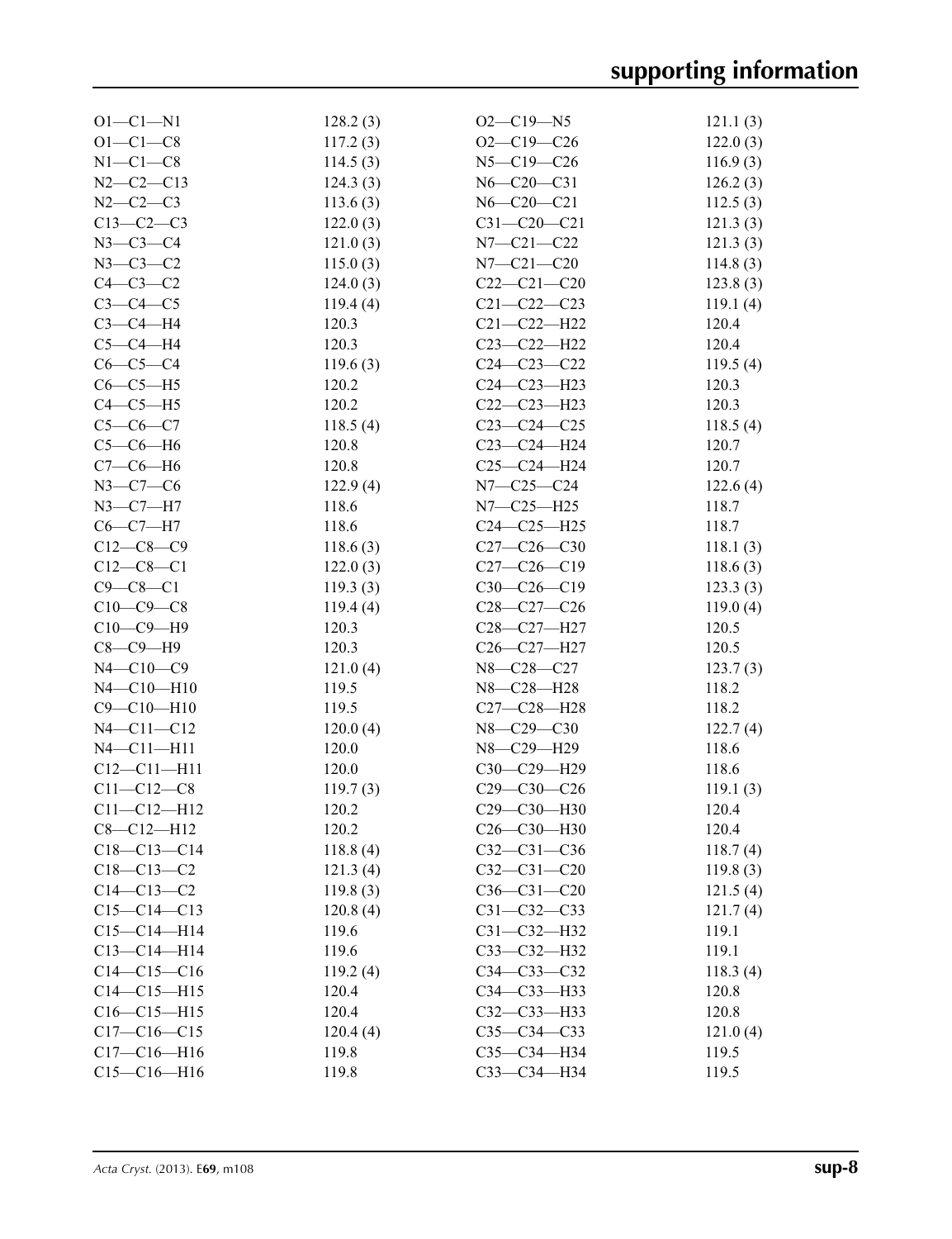| | | | |
|---|---|---|---|
| O1—C1—N1 | 128.2 (3) | O2—C19—N5 | 121.1 (3) |
| O1—C1—C8 | 117.2 (3) | O2—C19—C26 | 122.0 (3) |
| N1—C1—C8 | 114.5 (3) | N5—C19—C26 | 116.9 (3) |
| N2—C2—C13 | 124.3 (3) | N6—C20—C31 | 126.2 (3) |
| N2—C2—C3 | 113.6 (3) | N6—C20—C21 | 112.5 (3) |
| C13—C2—C3 | 122.0 (3) | C31—C20—C21 | 121.3 (3) |
| N3—C3—C4 | 121.0 (3) | N7—C21—C22 | 121.3 (3) |
| N3—C3—C2 | 115.0 (3) | N7—C21—C20 | 114.8 (3) |
| C4—C3—C2 | 124.0 (3) | C22—C21—C20 | 123.8 (3) |
| C3—C4—C5 | 119.4 (4) | C21—C22—C23 | 119.1 (4) |
| C3—C4—H4 | 120.3 | C21—C22—H22 | 120.4 |
| C5—C4—H4 | 120.3 | C23—C22—H22 | 120.4 |
| C6—C5—C4 | 119.6 (3) | C24—C23—C22 | 119.5 (4) |
| C6—C5—H5 | 120.2 | C24—C23—H23 | 120.3 |
| C4—C5—H5 | 120.2 | C22—C23—H23 | 120.3 |
| C5—C6—C7 | 118.5 (4) | C23—C24—C25 | 118.5 (4) |
| C5—C6—H6 | 120.8 | C23—C24—H24 | 120.7 |
| C7—C6—H6 | 120.8 | C25—C24—H24 | 120.7 |
| N3—C7—C6 | 122.9 (4) | N7—C25—C24 | 122.6 (4) |
| N3—C7—H7 | 118.6 | N7—C25—H25 | 118.7 |
| C6—C7—H7 | 118.6 | C24—C25—H25 | 118.7 |
| C12—C8—C9 | 118.6 (3) | C27—C26—C30 | 118.1 (3) |
| C12—C8—C1 | 122.0 (3) | C27—C26—C19 | 118.6 (3) |
| C9—C8—C1 | 119.3 (3) | C30—C26—C19 | 123.3 (3) |
| C10—C9—C8 | 119.4 (4) | C28—C27—C26 | 119.0 (4) |
| C10—C9—H9 | 120.3 | C28—C27—H27 | 120.5 |
| C8—C9—H9 | 120.3 | C26—C27—H27 | 120.5 |
| N4—C10—C9 | 121.0 (4) | N8—C28—C27 | 123.7 (3) |
| N4—C10—H10 | 119.5 | N8—C28—H28 | 118.2 |
| C9—C10—H10 | 119.5 | C27—C28—H28 | 118.2 |
| N4—C11—C12 | 120.0 (4) | N8—C29—C30 | 122.7 (4) |
| N4—C11—H11 | 120.0 | N8—C29—H29 | 118.6 |
| C12—C11—H11 | 120.0 | C30—C29—H29 | 118.6 |
| C11—C12—C8 | 119.7 (3) | C29—C30—C26 | 119.1 (3) |
| C11—C12—H12 | 120.2 | C29—C30—H30 | 120.4 |
| C8—C12—H12 | 120.2 | C26—C30—H30 | 120.4 |
| C18—C13—C14 | 118.8 (4) | C32—C31—C36 | 118.7 (4) |
| C18—C13—C2 | 121.3 (4) | C32—C31—C20 | 119.8 (3) |
| C14—C13—C2 | 119.8 (3) | C36—C31—C20 | 121.5 (4) |
| C15—C14—C13 | 120.8 (4) | C31—C32—C33 | 121.7 (4) |
| C15—C14—H14 | 119.6 | C31—C32—H32 | 119.1 |
| C13—C14—H14 | 119.6 | C33—C32—H32 | 119.1 |
| C14—C15—C16 | 119.2 (4) | C34—C33—C32 | 118.3 (4) |
| C14—C15—H15 | 120.4 | C34—C33—H33 | 120.8 |
| C16—C15—H15 | 120.4 | C32—C33—H33 | 120.8 |
| C17—C16—C15 | 120.4 (4) | C35—C34—C33 | 121.0 (4) |
| C17—C16—H16 | 119.8 | C35—C34—H34 | 119.5 |
| C15—C16—H16 | 119.8 | C33—C34—H34 | 119.5 |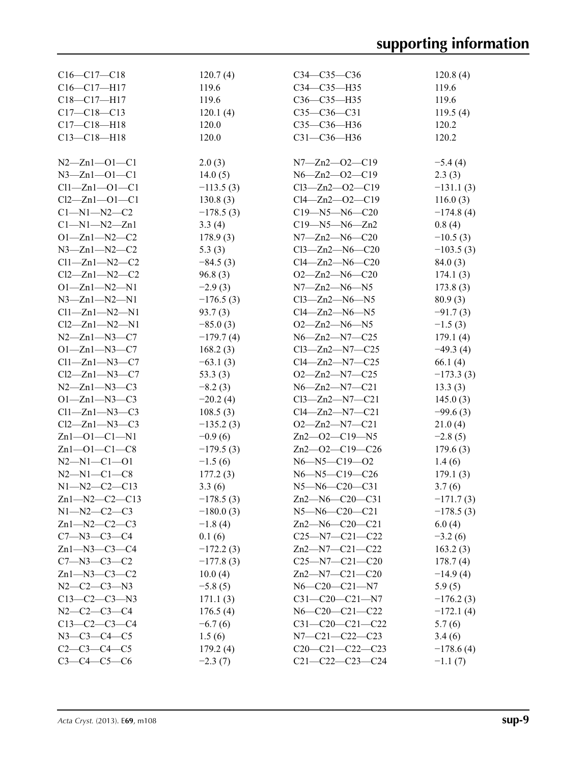| | | | |
|---|---|---|---|
| C16—C17—C18 | 120.7 (4) | C34—C35—C36 | 120.8 (4) |
| C16—C17—H17 | 119.6 | C34—C35—H35 | 119.6 |
| C18—C17—H17 | 119.6 | C36—C35—H35 | 119.6 |
| C17—C18—C13 | 120.1 (4) | C35—C36—C31 | 119.5 (4) |
| C17—C18—H18 | 120.0 | C35—C36—H36 | 120.2 |
| C13—C18—H18 | 120.0 | C31—C36—H36 | 120.2 |
| | | | |
| N2—Zn1—O1—C1 | 2.0 (3) | N7—Zn2—O2—C19 | −5.4 (4) |
| N3—Zn1—O1—C1 | 14.0 (5) | N6—Zn2—O2—C19 | 2.3 (3) |
| Cl1—Zn1—O1—C1 | −113.5 (3) | Cl3—Zn2—O2—C19 | −131.1 (3) |
| Cl2—Zn1—O1—C1 | 130.8 (3) | Cl4—Zn2—O2—C19 | 116.0 (3) |
| C1—N1—N2—C2 | −178.5 (3) | C19—N5—N6—C20 | −174.8 (4) |
| C1—N1—N2—Zn1 | 3.3 (4) | C19—N5—N6—Zn2 | 0.8 (4) |
| O1—Zn1—N2—C2 | 178.9 (3) | N7—Zn2—N6—C20 | −10.5 (3) |
| N3—Zn1—N2—C2 | 5.3 (3) | Cl3—Zn2—N6—C20 | −103.5 (3) |
| Cl1—Zn1—N2—C2 | −84.5 (3) | Cl4—Zn2—N6—C20 | 84.0 (3) |
| Cl2—Zn1—N2—C2 | 96.8 (3) | O2—Zn2—N6—C20 | 174.1 (3) |
| O1—Zn1—N2—N1 | −2.9 (3) | N7—Zn2—N6—N5 | 173.8 (3) |
| N3—Zn1—N2—N1 | −176.5 (3) | Cl3—Zn2—N6—N5 | 80.9 (3) |
| Cl1—Zn1—N2—N1 | 93.7 (3) | Cl4—Zn2—N6—N5 | −91.7 (3) |
| Cl2—Zn1—N2—N1 | −85.0 (3) | O2—Zn2—N6—N5 | −1.5 (3) |
| N2—Zn1—N3—C7 | −179.7 (4) | N6—Zn2—N7—C25 | 179.1 (4) |
| O1—Zn1—N3—C7 | 168.2 (3) | Cl3—Zn2—N7—C25 | −49.3 (4) |
| Cl1—Zn1—N3—C7 | −63.1 (3) | Cl4—Zn2—N7—C25 | 66.1 (4) |
| Cl2—Zn1—N3—C7 | 53.3 (3) | O2—Zn2—N7—C25 | −173.3 (3) |
| N2—Zn1—N3—C3 | −8.2 (3) | N6—Zn2—N7—C21 | 13.3 (3) |
| O1—Zn1—N3—C3 | −20.2 (4) | Cl3—Zn2—N7—C21 | 145.0 (3) |
| Cl1—Zn1—N3—C3 | 108.5 (3) | Cl4—Zn2—N7—C21 | −99.6 (3) |
| Cl2—Zn1—N3—C3 | −135.2 (3) | O2—Zn2—N7—C21 | 21.0 (4) |
| Zn1—O1—C1—N1 | −0.9 (6) | Zn2—O2—C19—N5 | −2.8 (5) |
| Zn1—O1—C1—C8 | −179.5 (3) | Zn2—O2—C19—C26 | 179.6 (3) |
| N2—N1—C1—O1 | −1.5 (6) | N6—N5—C19—O2 | 1.4 (6) |
| N2—N1—C1—C8 | 177.2 (3) | N6—N5—C19—C26 | 179.1 (3) |
| N1—N2—C2—C13 | 3.3 (6) | N5—N6—C20—C31 | 3.7 (6) |
| Zn1—N2—C2—C13 | −178.5 (3) | Zn2—N6—C20—C31 | −171.7 (3) |
| N1—N2—C2—C3 | −180.0 (3) | N5—N6—C20—C21 | −178.5 (3) |
| Zn1—N2—C2—C3 | −1.8 (4) | Zn2—N6—C20—C21 | 6.0 (4) |
| C7—N3—C3—C4 | 0.1 (6) | C25—N7—C21—C22 | −3.2 (6) |
| Zn1—N3—C3—C4 | −172.2 (3) | Zn2—N7—C21—C22 | 163.2 (3) |
| C7—N3—C3—C2 | −177.8 (3) | C25—N7—C21—C20 | 178.7 (4) |
| Zn1—N3—C3—C2 | 10.0 (4) | Zn2—N7—C21—C20 | −14.9 (4) |
| N2—C2—C3—N3 | −5.8 (5) | N6—C20—C21—N7 | 5.9 (5) |
| C13—C2—C3—N3 | 171.1 (3) | C31—C20—C21—N7 | −176.2 (3) |
| N2—C2—C3—C4 | 176.5 (4) | N6—C20—C21—C22 | −172.1 (4) |
| C13—C2—C3—C4 | −6.7 (6) | C31—C20—C21—C22 | 5.7 (6) |
| N3—C3—C4—C5 | 1.5 (6) | N7—C21—C22—C23 | 3.4 (6) |
| C2—C3—C4—C5 | 179.2 (4) | C20—C21—C22—C23 | −178.6 (4) |
| C3—C4—C5—C6 | −2.3 (7) | C21—C22—C23—C24 | −1.1 (7) |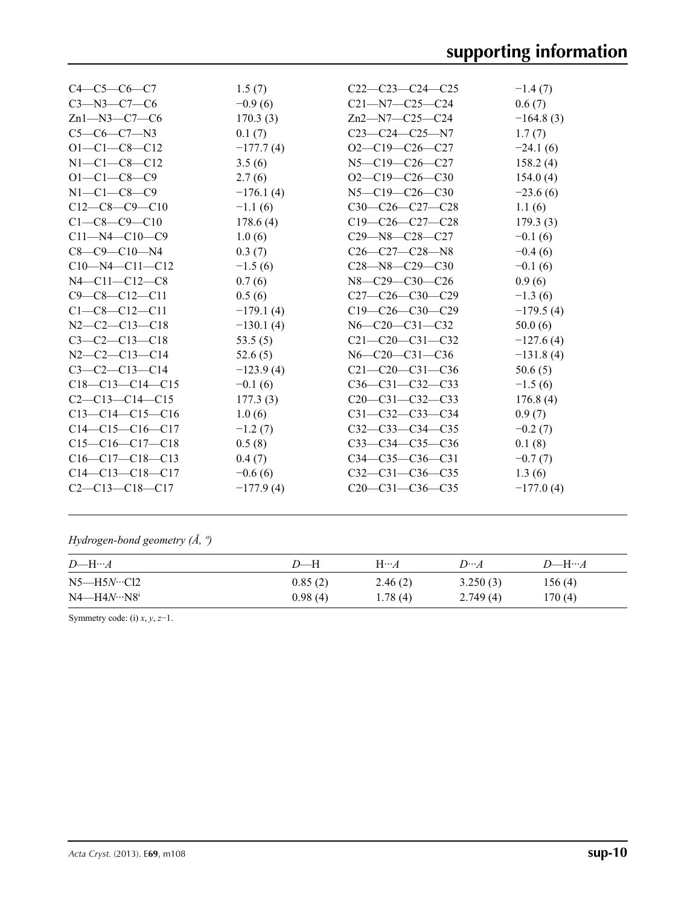| | | | |
|---|---|---|---|
| C4—C5—C6—C7 | 1.5 (7) | C22—C23—C24—C25 | −1.4 (7) |
| C3—N3—C7—C6 | −0.9 (6) | C21—N7—C25—C24 | 0.6 (7) |
| Zn1—N3—C7—C6 | 170.3 (3) | Zn2—N7—C25—C24 | −164.8 (3) |
| C5—C6—C7—N3 | 0.1 (7) | C23—C24—C25—N7 | 1.7 (7) |
| O1—C1—C8—C12 | −177.7 (4) | O2—C19—C26—C27 | −24.1 (6) |
| N1—C1—C8—C12 | 3.5 (6) | N5—C19—C26—C27 | 158.2 (4) |
| O1—C1—C8—C9 | 2.7 (6) | O2—C19—C26—C30 | 154.0 (4) |
| N1—C1—C8—C9 | −176.1 (4) | N5—C19—C26—C30 | −23.6 (6) |
| C12—C8—C9—C10 | −1.1 (6) | C30—C26—C27—C28 | 1.1 (6) |
| C1—C8—C9—C10 | 178.6 (4) | C19—C26—C27—C28 | 179.3 (3) |
| C11—N4—C10—C9 | 1.0 (6) | C29—N8—C28—C27 | −0.1 (6) |
| C8—C9—C10—N4 | 0.3 (7) | C26—C27—C28—N8 | −0.4 (6) |
| C10—N4—C11—C12 | −1.5 (6) | C28—N8—C29—C30 | −0.1 (6) |
| N4—C11—C12—C8 | 0.7 (6) | N8—C29—C30—C26 | 0.9 (6) |
| C9—C8—C12—C11 | 0.5 (6) | C27—C26—C30—C29 | −1.3 (6) |
| C1—C8—C12—C11 | −179.1 (4) | C19—C26—C30—C29 | −179.5 (4) |
| N2—C2—C13—C18 | −130.1 (4) | N6—C20—C31—C32 | 50.0 (6) |
| C3—C2—C13—C18 | 53.5 (5) | C21—C20—C31—C32 | −127.6 (4) |
| N2—C2—C13—C14 | 52.6 (5) | N6—C20—C31—C36 | −131.8 (4) |
| C3—C2—C13—C14 | −123.9 (4) | C21—C20—C31—C36 | 50.6 (5) |
| C18—C13—C14—C15 | −0.1 (6) | C36—C31—C32—C33 | −1.5 (6) |
| C2—C13—C14—C15 | 177.3 (3) | C20—C31—C32—C33 | 176.8 (4) |
| C13—C14—C15—C16 | 1.0 (6) | C31—C32—C33—C34 | 0.9 (7) |
| C14—C15—C16—C17 | −1.2 (7) | C32—C33—C34—C35 | −0.2 (7) |
| C15—C16—C17—C18 | 0.5 (8) | C33—C34—C35—C36 | 0.1 (8) |
| C16—C17—C18—C13 | 0.4 (7) | C34—C35—C36—C31 | −0.7 (7) |
| C14—C13—C18—C17 | −0.6 (6) | C32—C31—C36—C35 | 1.3 (6) |
| C2—C13—C18—C17 | −177.9 (4) | C20—C31—C36—C35 | −177.0 (4) |

*Hydrogen-bond geometry (Å, º)*

| *D*—H···*A* | *D*—H | H···*A* | *D*···*A* | *D*—H···*A* |
|---|---|---|---|---|
| N5—H5*N*···Cl2 | 0.85 (2) | 2.46 (2) | 3.250 (3) | 156 (4) |
| N4—H4*N*···N8[i] | 0.98 (4) | 1.78 (4) | 2.749 (4) | 170 (4) |

Symmetry code: (i) *x*, *y*, *z*−1.